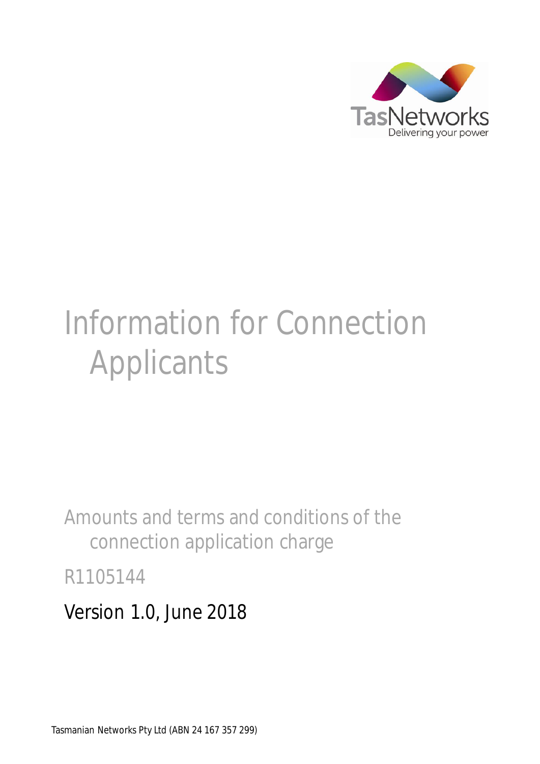# Information for Connection Applicants

## Amounts and terms and conditions of the connection application charge

R1105144

Version 1.0, June 2018

Tasmanian Networks Pty Ltd (ABN 24 167 357 299)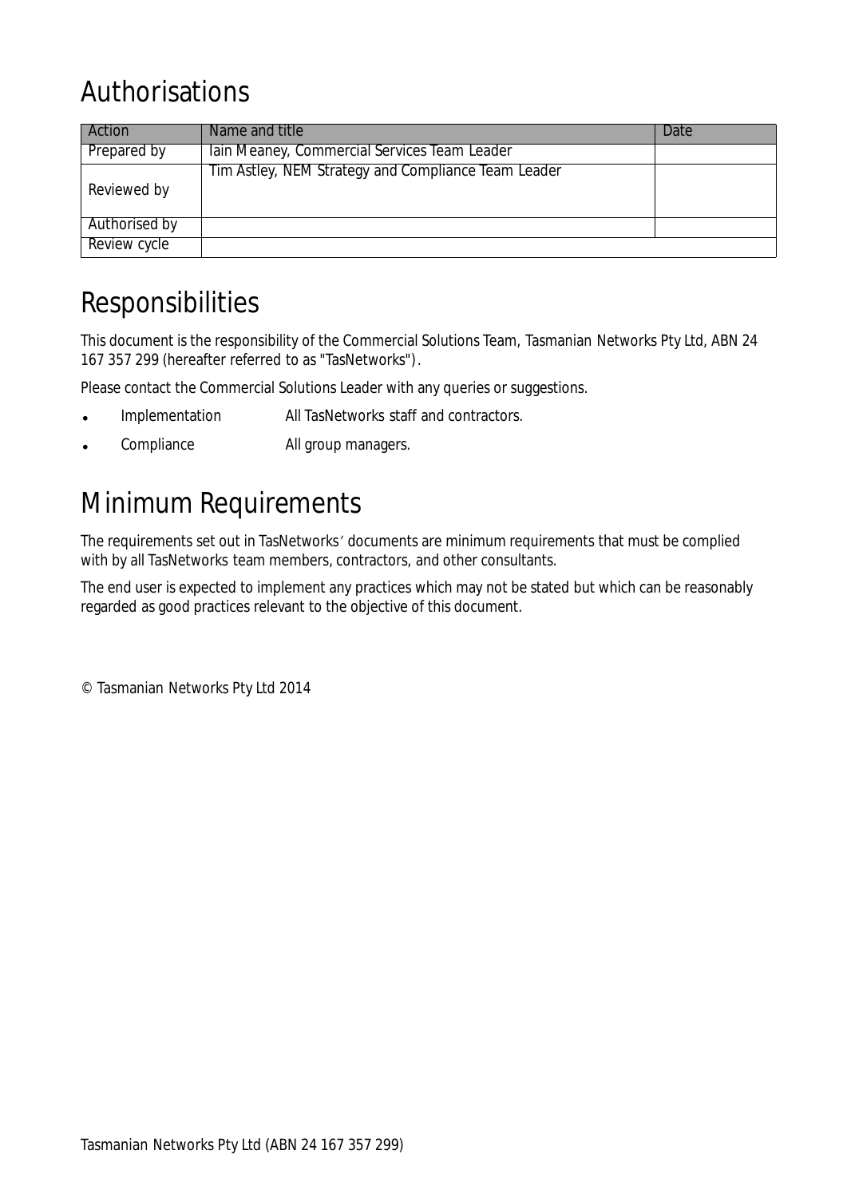# Authorisations

| Action | Name and title | Date |
|---|---|---|
| Prepared by | Iain Meaney, Commercial Services Team Leader | |
| Reviewed by | Tim Astley, NEM Strategy and Compliance Team Leader | |
| Authorised by | | |
| Review cycle | | |

# Responsibilities

This document is the responsibility of the Commercial Solutions Team, Tasmanian Networks Pty Ltd, ABN 24 167 357 299 (hereafter referred to as "TasNetworks").

Please contact the Commercial Solutions Leader with any queries or suggestions.

- Implementation All TasNetworks staff and contractors.
- Compliance All group managers.

# Minimum Requirements

The requirements set out in TasNetworks' documents are minimum requirements that must be complied with by all TasNetworks team members, contractors, and other consultants.

The end user is expected to implement any practices which may not be stated but which can be reasonably regarded as good practices relevant to the objective of this document.

© Tasmanian Networks Pty Ltd 2014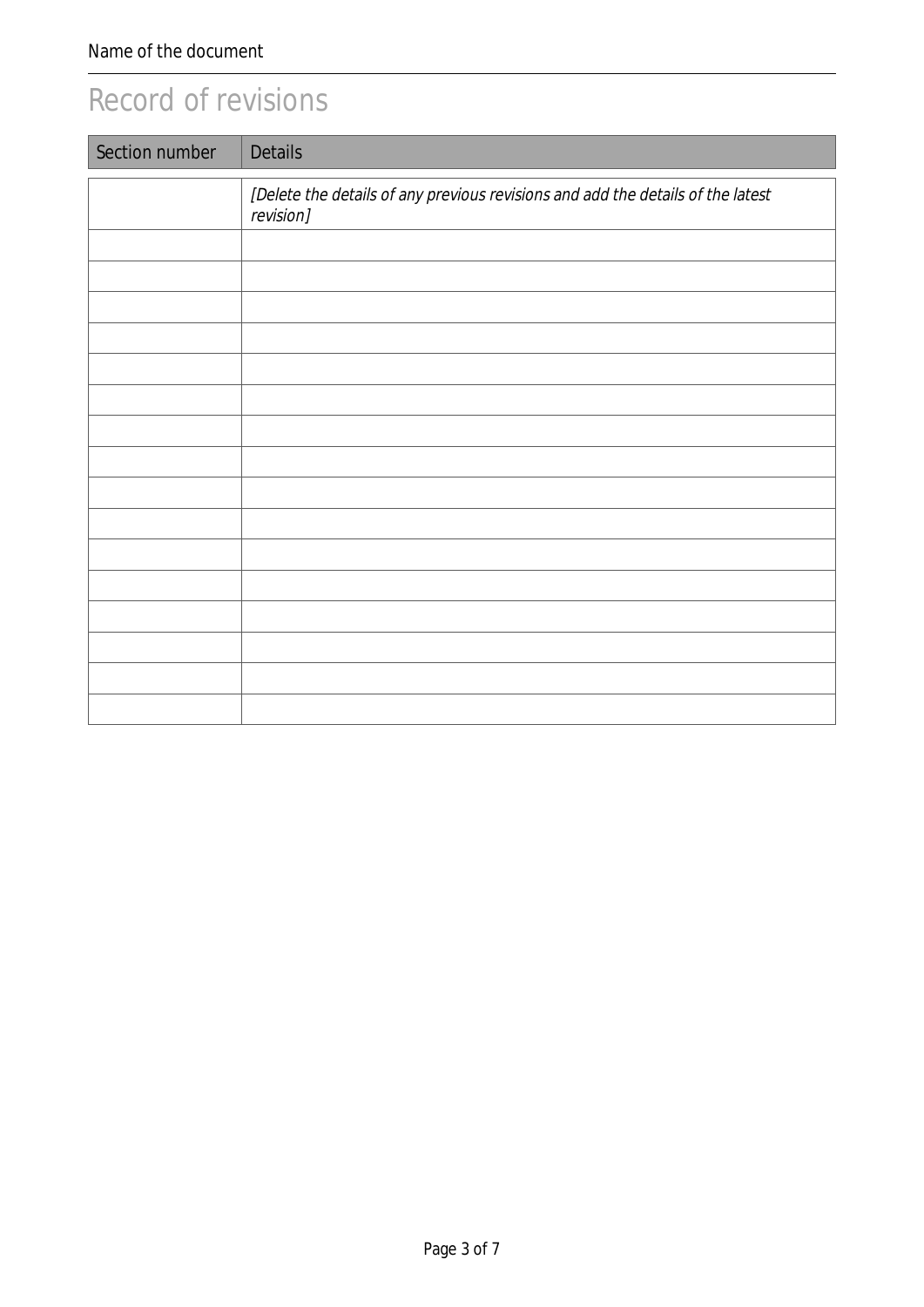# Record of revisions

| Section number | Details |
|---|---|
| | *[Delete the details of any previous revisions and add the details of the latest revision]* |
| | |
| | |
| | |
| | |
| | |
| | |
| | |
| | |
| | |
| | |
| | |
| | |
| | |
| | |
| | |
| | |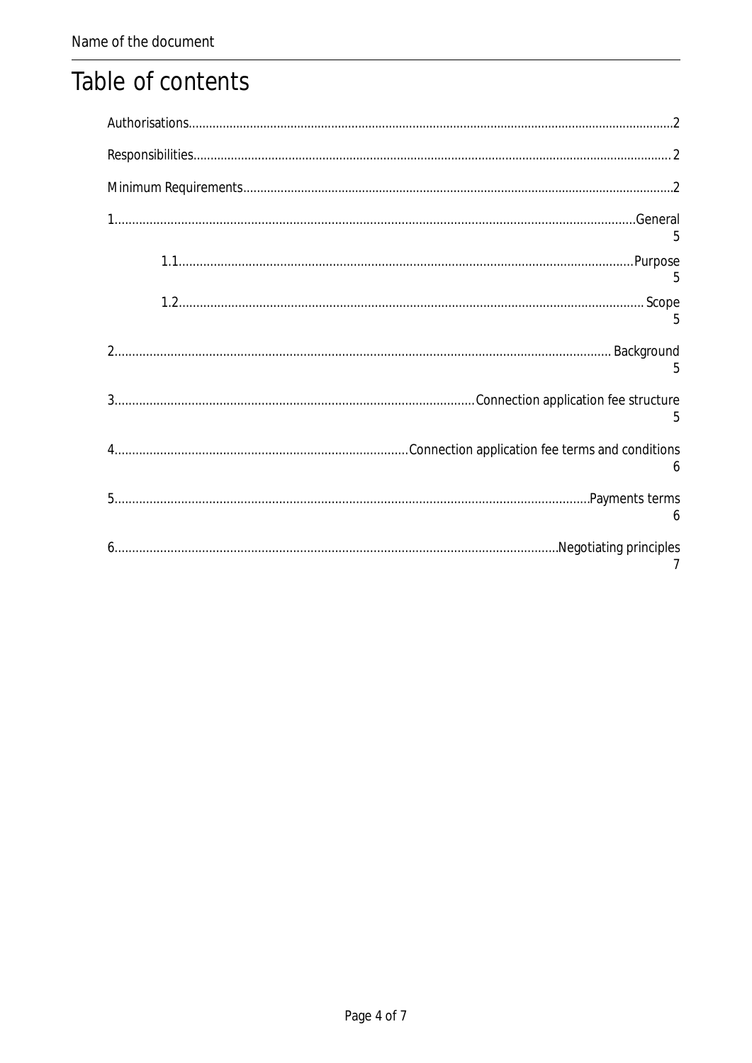# Table of contents

Authorisations....................2

Responsibilities....................2

Minimum Requirements....................2

1....................General 5

1.1....................Purpose 5

1.2....................Scope 5

2....................Background 5

3....................Connection application fee structure 5

4....................Connection application fee terms and conditions 6

5....................Payments terms 6

6....................Negotiating principles 7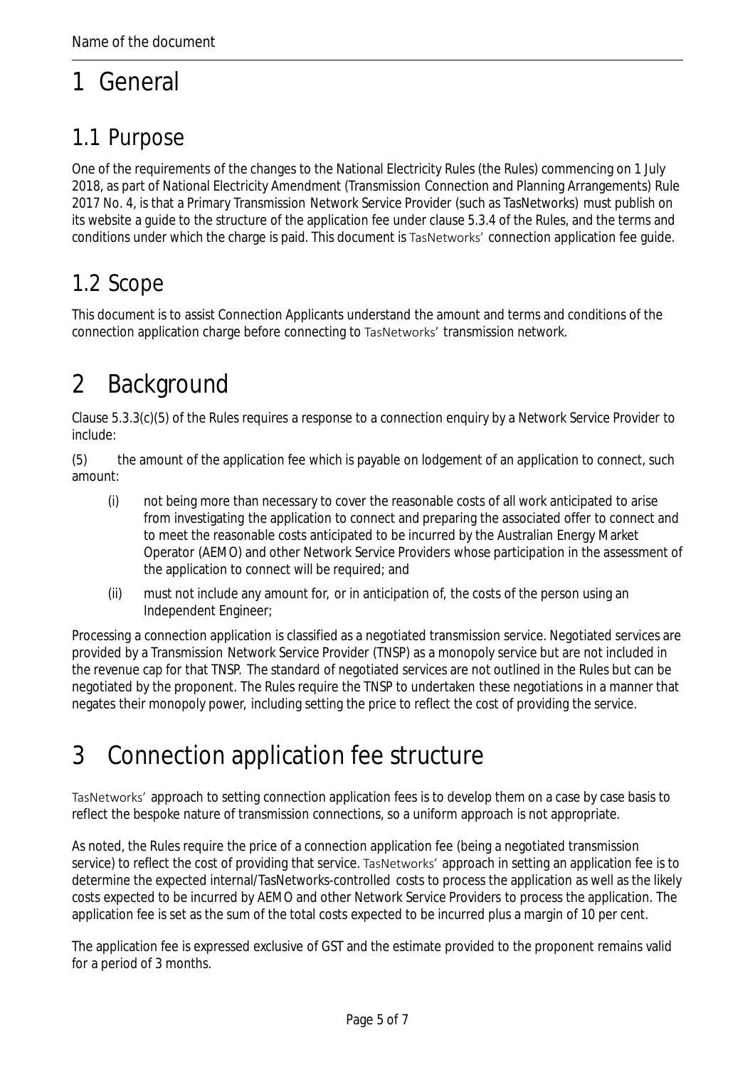# 1 General

## 1.1 Purpose

One of the requirements of the changes to the National Electricity Rules (the Rules) commencing on 1 July 2018, as part of National Electricity Amendment (Transmission Connection and Planning Arrangements) Rule 2017 No. 4, is that a Primary Transmission Network Service Provider (such as TasNetworks) must publish on its website a guide to the structure of the application fee under clause 5.3.4 of the Rules, and the terms and conditions under which the charge is paid. This document is TasNetworks' connection application fee guide.

## 1.2 Scope

This document is to assist Connection Applicants understand the amount and terms and conditions of the connection application charge before connecting to TasNetworks' transmission network.

# 2 Background

Clause 5.3.3(c)(5) of the Rules requires a response to a connection enquiry by a Network Service Provider to include:

(5) the amount of the application fee which is payable on lodgement of an application to connect, such amount:

- (i) not being more than necessary to cover the reasonable costs of all work anticipated to arise from investigating the application to connect and preparing the associated offer to connect and to meet the reasonable costs anticipated to be incurred by the Australian Energy Market Operator (AEMO) and other Network Service Providers whose participation in the assessment of the application to connect will be required; and
- (ii) must not include any amount for, or in anticipation of, the costs of the person using an Independent Engineer;

Processing a connection application is classified as a negotiated transmission service. Negotiated services are provided by a Transmission Network Service Provider (TNSP) as a monopoly service but are not included in the revenue cap for that TNSP. The standard of negotiated services are not outlined in the Rules but can be negotiated by the proponent. The Rules require the TNSP to undertaken these negotiations in a manner that negates their monopoly power, including setting the price to reflect the cost of providing the service.

# 3 Connection application fee structure

TasNetworks' approach to setting connection application fees is to develop them on a case by case basis to reflect the bespoke nature of transmission connections, so a uniform approach is not appropriate.

As noted, the Rules require the price of a connection application fee (being a negotiated transmission service) to reflect the cost of providing that service. TasNetworks' approach in setting an application fee is to determine the expected internal/TasNetworks-controlled costs to process the application as well as the likely costs expected to be incurred by AEMO and other Network Service Providers to process the application. The application fee is set as the sum of the total costs expected to be incurred plus a margin of 10 per cent.

The application fee is expressed exclusive of GST and the estimate provided to the proponent remains valid for a period of 3 months.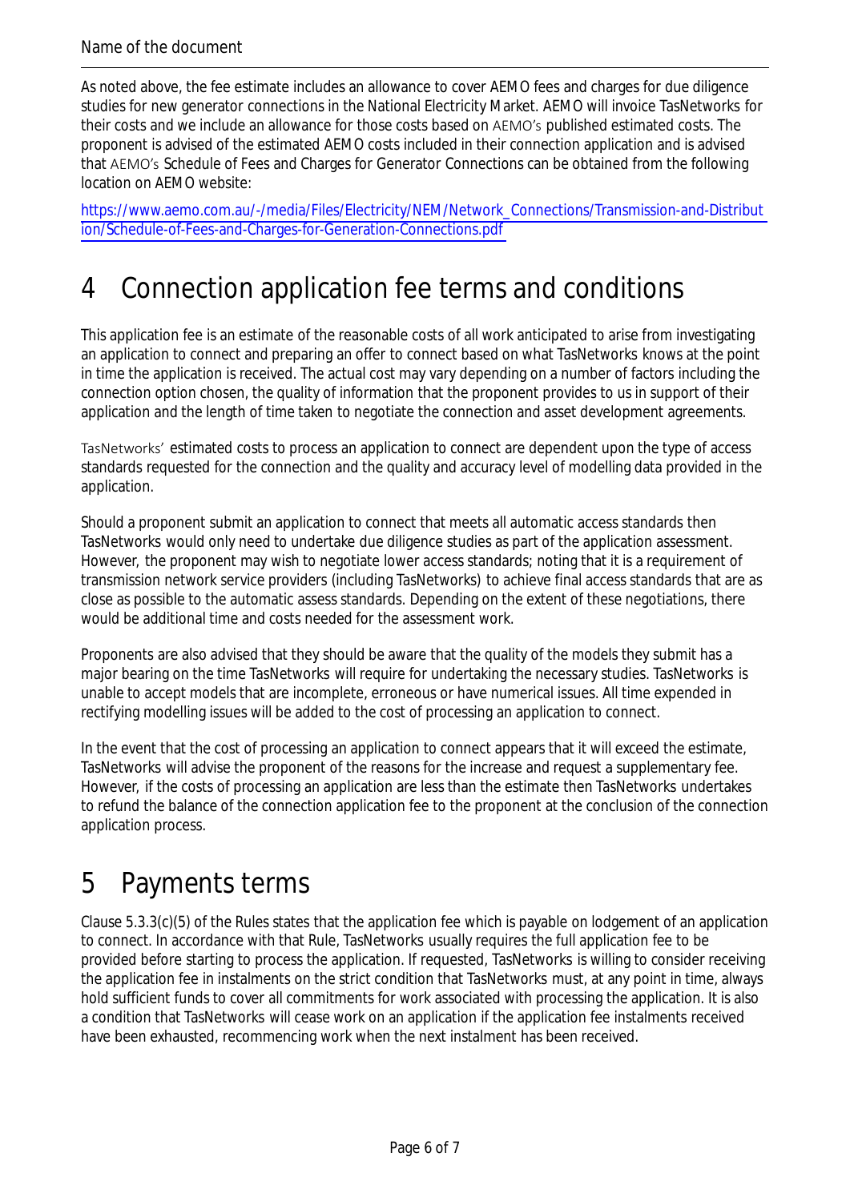As noted above, the fee estimate includes an allowance to cover AEMO fees and charges for due diligence studies for new generator connections in the National Electricity Market. AEMO will invoice TasNetworks for their costs and we include an allowance for those costs based on AEMO's published estimated costs. The proponent is advised of the estimated AEMO costs included in their connection application and is advised that AEMO's Schedule of Fees and Charges for Generator Connections can be obtained from the following location on AEMO website:

https://www.aemo.com.au/-/media/Files/Electricity/NEM/Network_Connections/Transmission-and-Distribution/Schedule-of-Fees-and-Charges-for-Generation-Connections.pdf

# 4 Connection application fee terms and conditions

This application fee is an estimate of the reasonable costs of all work anticipated to arise from investigating an application to connect and preparing an offer to connect based on what TasNetworks knows at the point in time the application is received. The actual cost may vary depending on a number of factors including the connection option chosen, the quality of information that the proponent provides to us in support of their application and the length of time taken to negotiate the connection and asset development agreements.

TasNetworks' estimated costs to process an application to connect are dependent upon the type of access standards requested for the connection and the quality and accuracy level of modelling data provided in the application.

Should a proponent submit an application to connect that meets all automatic access standards then TasNetworks would only need to undertake due diligence studies as part of the application assessment. However, the proponent may wish to negotiate lower access standards; noting that it is a requirement of transmission network service providers (including TasNetworks) to achieve final access standards that are as close as possible to the automatic assess standards. Depending on the extent of these negotiations, there would be additional time and costs needed for the assessment work.

Proponents are also advised that they should be aware that the quality of the models they submit has a major bearing on the time TasNetworks will require for undertaking the necessary studies. TasNetworks is unable to accept models that are incomplete, erroneous or have numerical issues. All time expended in rectifying modelling issues will be added to the cost of processing an application to connect.

In the event that the cost of processing an application to connect appears that it will exceed the estimate, TasNetworks will advise the proponent of the reasons for the increase and request a supplementary fee. However, if the costs of processing an application are less than the estimate then TasNetworks undertakes to refund the balance of the connection application fee to the proponent at the conclusion of the connection application process.

# 5 Payments terms

Clause 5.3.3(c)(5) of the Rules states that the application fee which is payable on lodgement of an application to connect. In accordance with that Rule, TasNetworks usually requires the full application fee to be provided before starting to process the application. If requested, TasNetworks is willing to consider receiving the application fee in instalments on the strict condition that TasNetworks must, at any point in time, always hold sufficient funds to cover all commitments for work associated with processing the application. It is also a condition that TasNetworks will cease work on an application if the application fee instalments received have been exhausted, recommencing work when the next instalment has been received.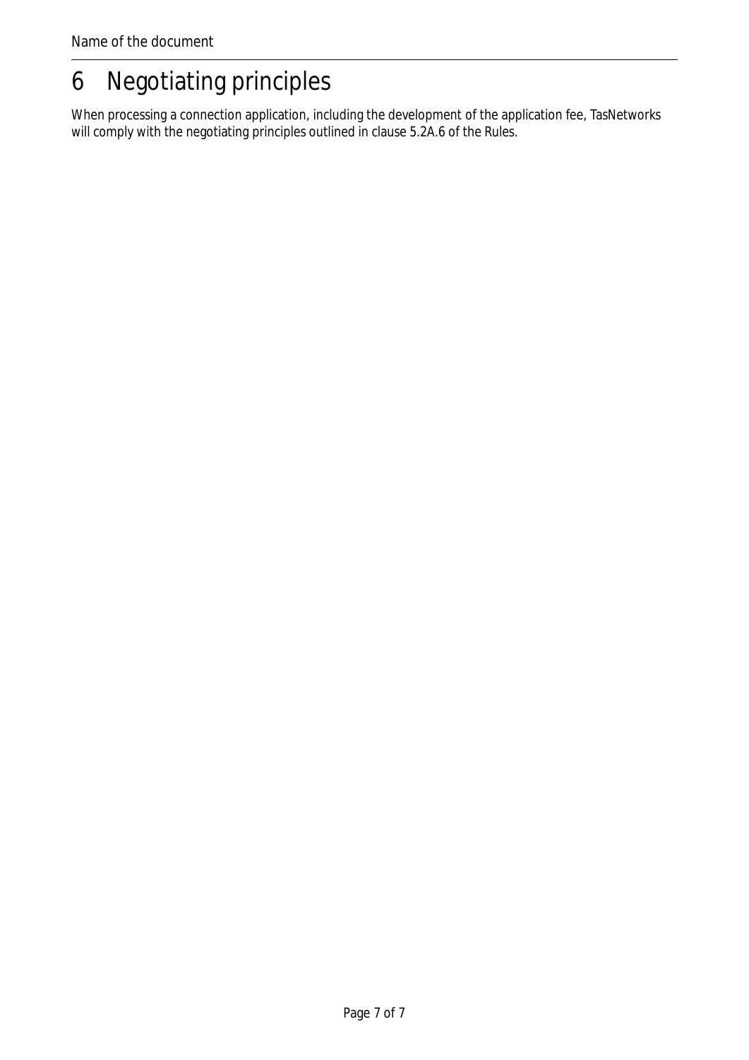# 6 Negotiating principles

When processing a connection application, including the development of the application fee, TasNetworks will comply with the negotiating principles outlined in clause 5.2A.6 of the Rules.